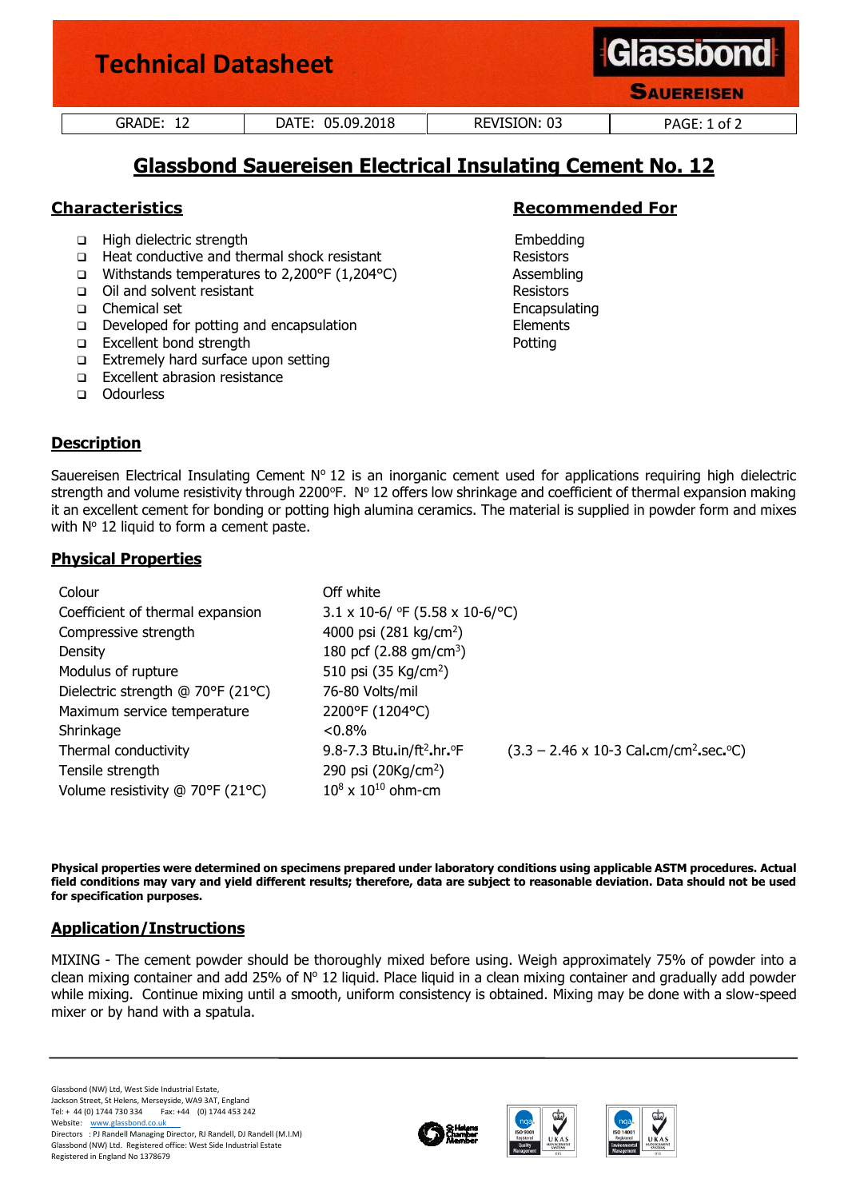# Technical Datasheet

| GRADE: 12 | DATE: 05.09.2018 | REVISION: 03 | PAGE: 1 of 2 |
|---|---|---|---|

## Glassbond Sauereisen Electrical Insulating Cement No. 12

### Characteristics

- High dielectric strength
- Heat conductive and thermal shock resistant
- Withstands temperatures to 2,200°F (1,204°C)
- Oil and solvent resistant
- Chemical set
- Developed for potting and encapsulation
- Excellent bond strength
- Extremely hard surface upon setting
- Excellent abrasion resistance
- Odourless

### Recommended For

Embedding
Resistors
Assembling
Resistors
Encapsulating
Elements
Potting

### Description

Sauereisen Electrical Insulating Cement N° 12 is an inorganic cement used for applications requiring high dielectric strength and volume resistivity through 2200°F. N° 12 offers low shrinkage and coefficient of thermal expansion making it an excellent cement for bonding or potting high alumina ceramics. The material is supplied in powder form and mixes with N° 12 liquid to form a cement paste.

### Physical Properties

| | | |
|---|---|---|
| Colour | Off white | |
| Coefficient of thermal expansion | 3.1 x 10-6/ °F (5.58 x 10-6/°C) | |
| Compressive strength | 4000 psi (281 kg/cm$^2$) | |
| Density | 180 pcf (2.88 gm/cm$^3$) | |
| Modulus of rupture | 510 psi (35 Kg/cm$^2$) | |
| Dielectric strength @ 70°F (21°C) | 76-80 Volts/mil | |
| Maximum service temperature | 2200°F (1204°C) | |
| Shrinkage | <0.8% | |
| Thermal conductivity | 9.8-7.3 Btu.in/ft$^2$.hr.°F | (3.3 – 2.46 x 10-3 Cal.cm/cm$^2$.sec.°C) |
| Tensile strength | 290 psi (20Kg/cm$^2$) | |
| Volume resistivity @ 70°F (21°C) | $10^8$ x $10^{10}$ ohm-cm | |

**Physical properties were determined on specimens prepared under laboratory conditions using applicable ASTM procedures. Actual field conditions may vary and yield different results; therefore, data are subject to reasonable deviation. Data should not be used for specification purposes.**

### Application/Instructions

MIXING - The cement powder should be thoroughly mixed before using. Weigh approximately 75% of powder into a clean mixing container and add 25% of N° 12 liquid. Place liquid in a clean mixing container and gradually add powder while mixing. Continue mixing until a smooth, uniform consistency is obtained. Mixing may be done with a slow-speed mixer or by hand with a spatula.

Glassbond (NW) Ltd, West Side Industrial Estate,
Jackson Street, St Helens, Merseyside, WA9 3AT, England
Tel: + 44 (0) 1744 730 334 Fax: +44 (0) 1744 453 242
Website: www.glassbond.co.uk
Directors : PJ Randell Managing Director, RJ Randell, DJ Randell (M.I.M)
Glassbond (NW) Ltd. Registered office: West Side Industrial Estate
Registered in England No 1378679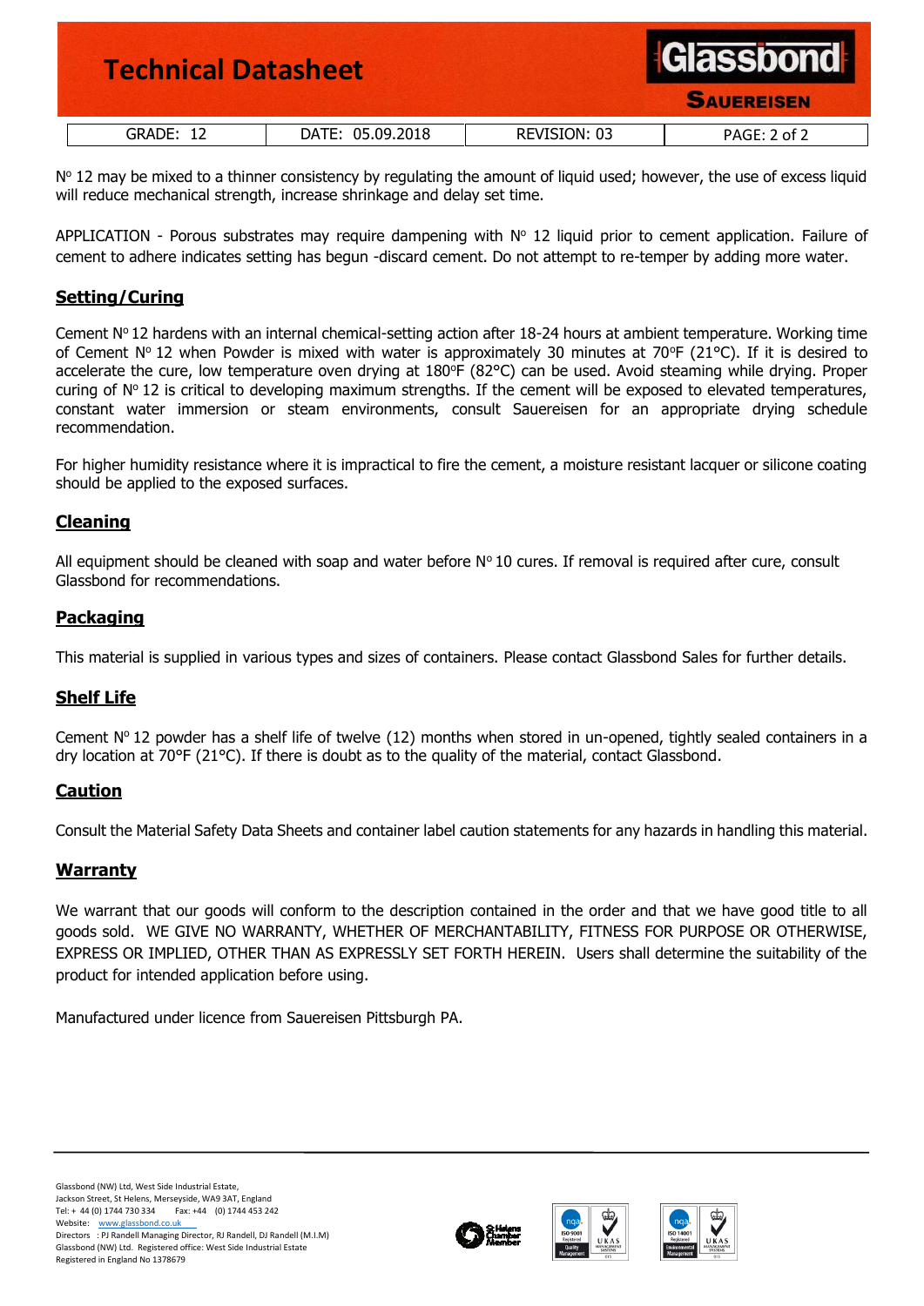Nº 12 may be mixed to a thinner consistency by regulating the amount of liquid used; however, the use of excess liquid will reduce mechanical strength, increase shrinkage and delay set time.

APPLICATION - Porous substrates may require dampening with Nº 12 liquid prior to cement application. Failure of cement to adhere indicates setting has begun -discard cement. Do not attempt to re-temper by adding more water.

## Setting/Curing

Cement Nº 12 hardens with an internal chemical-setting action after 18-24 hours at ambient temperature. Working time of Cement Nº 12 when Powder is mixed with water is approximately 30 minutes at 70ºF (21°C). If it is desired to accelerate the cure, low temperature oven drying at 180ºF (82°C) can be used. Avoid steaming while drying. Proper curing of Nº 12 is critical to developing maximum strengths. If the cement will be exposed to elevated temperatures, constant water immersion or steam environments, consult Sauereisen for an appropriate drying schedule recommendation.

For higher humidity resistance where it is impractical to fire the cement, a moisture resistant lacquer or silicone coating should be applied to the exposed surfaces.

## Cleaning

All equipment should be cleaned with soap and water before Nº 10 cures. If removal is required after cure, consult Glassbond for recommendations.

## Packaging

This material is supplied in various types and sizes of containers. Please contact Glassbond Sales for further details.

## Shelf Life

Cement Nº 12 powder has a shelf life of twelve (12) months when stored in un-opened, tightly sealed containers in a dry location at 70°F (21°C). If there is doubt as to the quality of the material, contact Glassbond.

## Caution

Consult the Material Safety Data Sheets and container label caution statements for any hazards in handling this material.

## Warranty

We warrant that our goods will conform to the description contained in the order and that we have good title to all goods sold. WE GIVE NO WARRANTY, WHETHER OF MERCHANTABILITY, FITNESS FOR PURPOSE OR OTHERWISE, EXPRESS OR IMPLIED, OTHER THAN AS EXPRESSLY SET FORTH HEREIN. Users shall determine the suitability of the product for intended application before using.

Manufactured under licence from Sauereisen Pittsburgh PA.

Glassbond (NW) Ltd, West Side Industrial Estate,
Jackson Street, St Helens, Merseyside, WA9 3AT, England
Tel: + 44 (0) 1744 730 334 Fax: +44 (0) 1744 453 242
Website: www.glassbond.co.uk
Directors : PJ Randell Managing Director, RJ Randell, DJ Randell (M.I.M)
Glassbond (NW) Ltd. Registered office: West Side Industrial Estate
Registered in England No 1378679